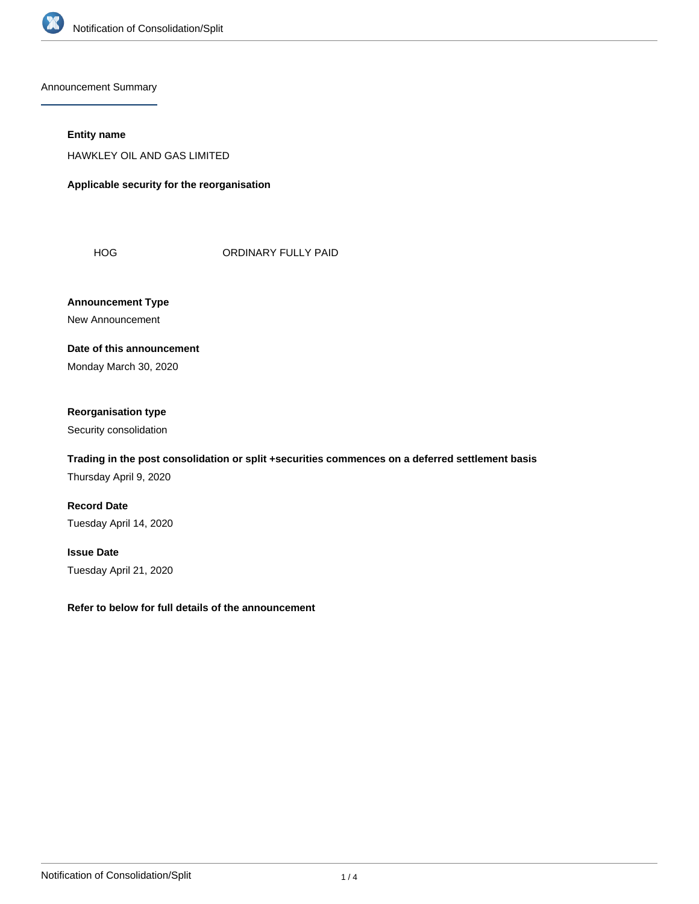## Announcement Summary

**Entity name**

HAWKLEY OIL AND GAS LIMITED

**Applicable security for the reorganisation**

| | |
|---|---|
| HOG | ORDINARY FULLY PAID |

**Announcement Type**

New Announcement

**Date of this announcement**

Monday March 30, 2020

**Reorganisation type**

Security consolidation

**Trading in the post consolidation or split +securities commences on a deferred settlement basis**

Thursday April 9, 2020

**Record Date**

Tuesday April 14, 2020

**Issue Date**

Tuesday April 21, 2020

**Refer to below for full details of the announcement**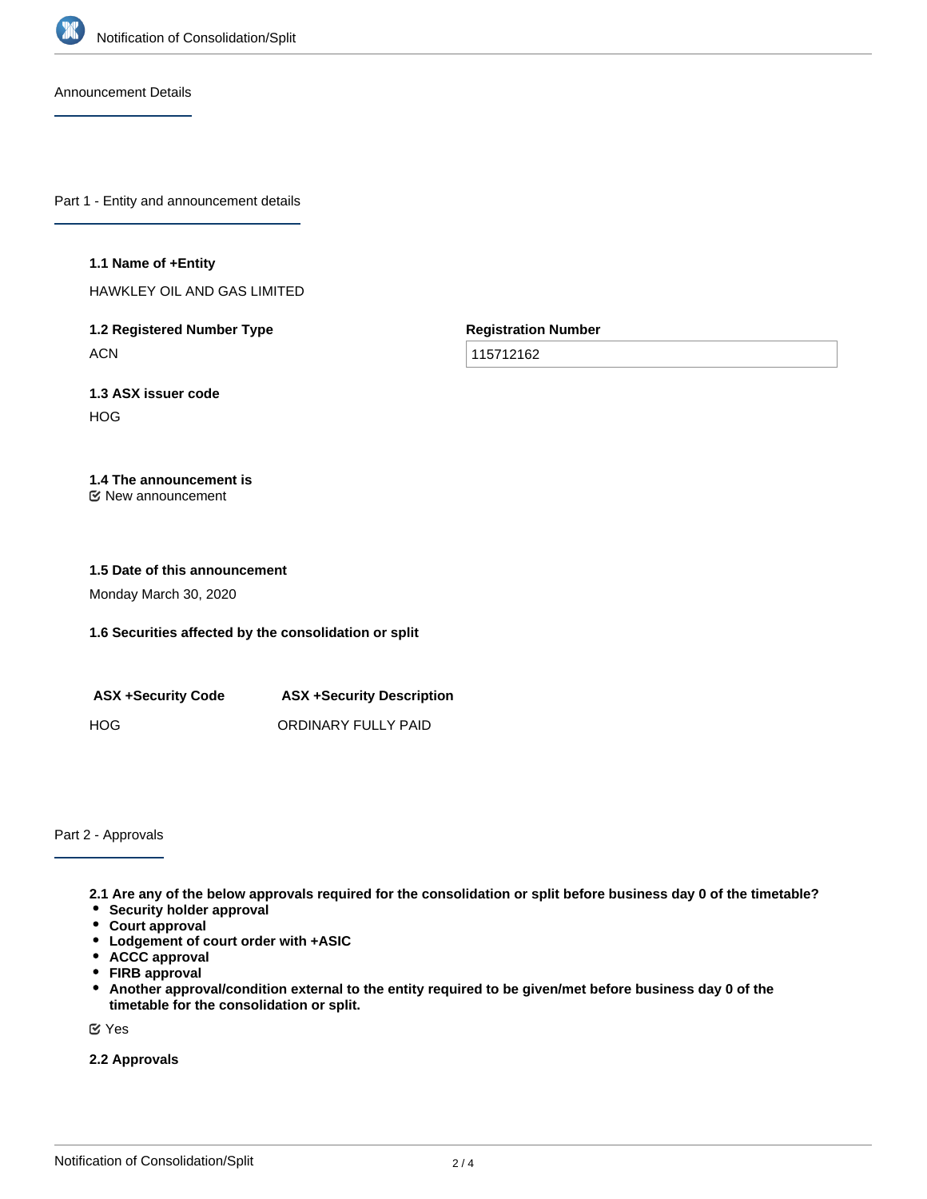## Announcement Details

### Part 1 - Entity and announcement details

**1.1 Name of +Entity**

HAWKLEY OIL AND GAS LIMITED

**1.2 Registered Number Type**

ACN

**Registration Number**

115712162

**1.3 ASX issuer code**

HOG

**1.4 The announcement is**

New announcement

**1.5 Date of this announcement**

Monday March 30, 2020

**1.6 Securities affected by the consolidation or split**

| ASX +Security Code | ASX +Security Description |
| --- | --- |
| HOG | ORDINARY FULLY PAID |

### Part 2 - Approvals

**2.1 Are any of the below approvals required for the consolidation or split before business day 0 of the timetable?**
- **Security holder approval**
- **Court approval**
- **Lodgement of court order with +ASIC**
- **ACCC approval**
- **FIRB approval**
- **Another approval/condition external to the entity required to be given/met before business day 0 of the timetable for the consolidation or split.**

Yes

**2.2 Approvals**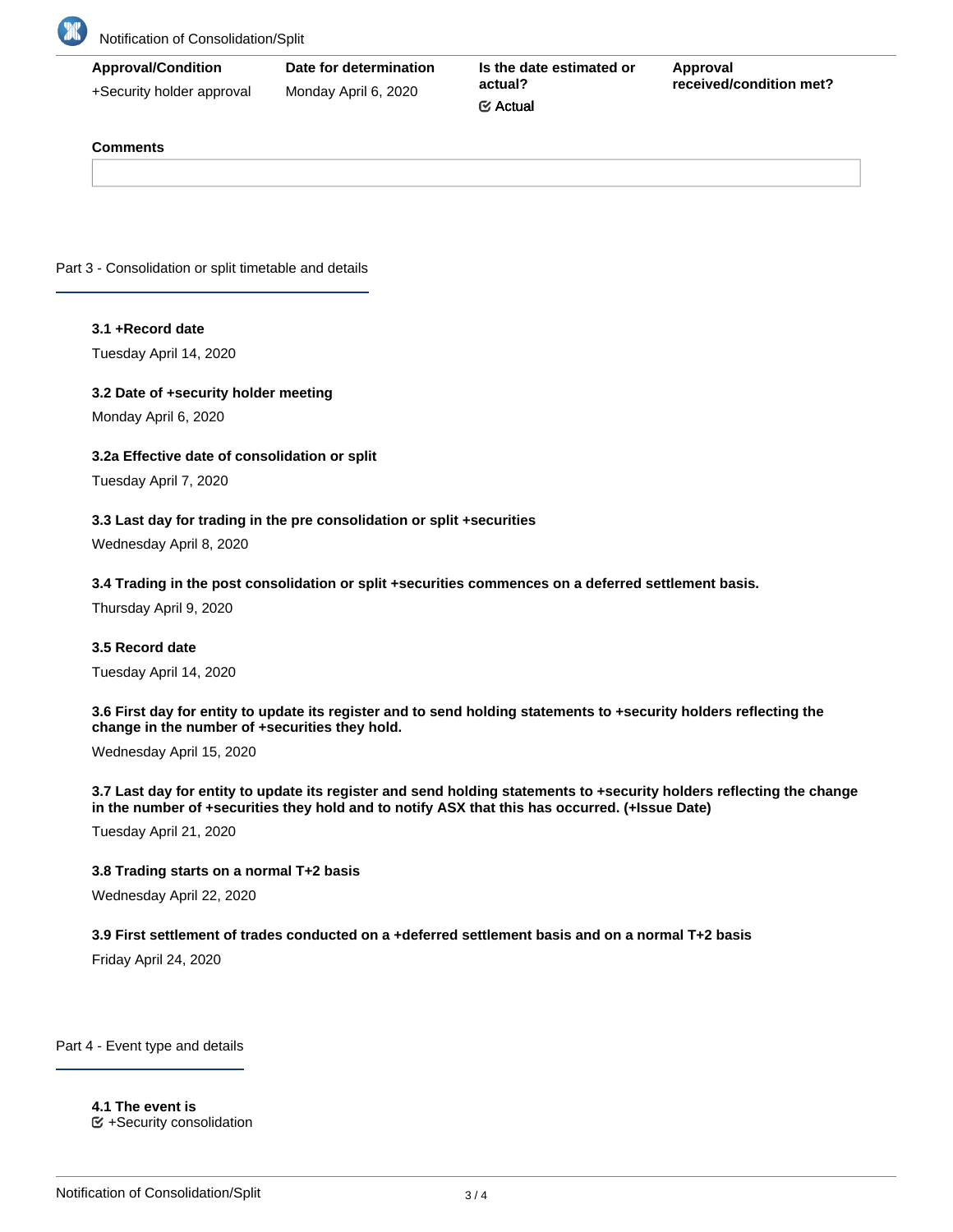| Approval/Condition | Date for determination | Is the date estimated or actual? | Approval received/condition met? |
| --- | --- | --- | --- |
| +Security holder approval | Monday April 6, 2020 | ☑ Actual | |

**Comments**

## Part 3 - Consolidation or split timetable and details

**3.1 +Record date**

Tuesday April 14, 2020

**3.2 Date of +security holder meeting**

Monday April 6, 2020

**3.2a Effective date of consolidation or split**

Tuesday April 7, 2020

**3.3 Last day for trading in the pre consolidation or split +securities**

Wednesday April 8, 2020

**3.4 Trading in the post consolidation or split +securities commences on a deferred settlement basis.**

Thursday April 9, 2020

**3.5 Record date**

Tuesday April 14, 2020

**3.6 First day for entity to update its register and to send holding statements to +security holders reflecting the change in the number of +securities they hold.**

Wednesday April 15, 2020

**3.7 Last day for entity to update its register and send holding statements to +security holders reflecting the change in the number of +securities they hold and to notify ASX that this has occurred. (+Issue Date)**

Tuesday April 21, 2020

**3.8 Trading starts on a normal T+2 basis**

Wednesday April 22, 2020

**3.9 First settlement of trades conducted on a +deferred settlement basis and on a normal T+2 basis**

Friday April 24, 2020

## Part 4 - Event type and details

**4.1 The event is**

☑ +Security consolidation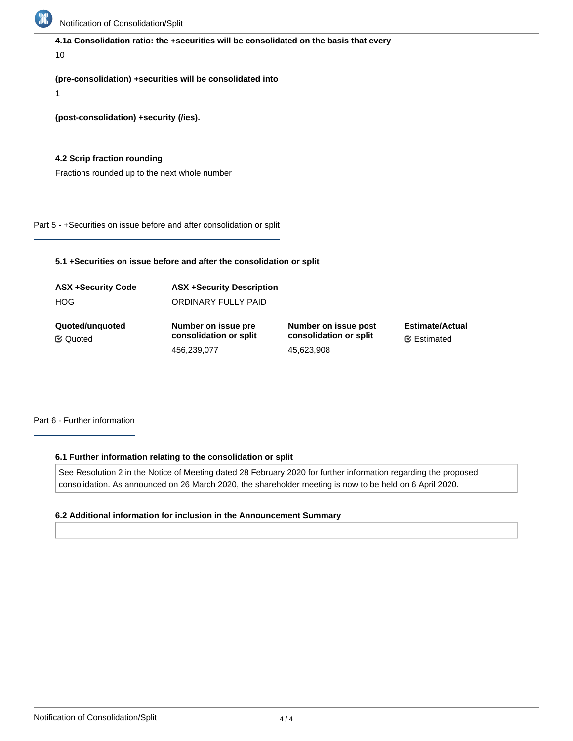**4.1a Consolidation ratio: the +securities will be consolidated on the basis that every**

10

**(pre-consolidation) +securities will be consolidated into**

1

**(post-consolidation) +security (/ies).**

**4.2 Scrip fraction rounding**

Fractions rounded up to the next whole number

## Part 5 - +Securities on issue before and after consolidation or split

**5.1 +Securities on issue before and after the consolidation or split**

| ASX +Security Code | ASX +Security Description | | |
|---|---|---|---|
| HOG | ORDINARY FULLY PAID | | |
| **Quoted/unquoted** | **Number on issue pre consolidation or split** | **Number on issue post consolidation or split** | **Estimate/Actual** |
| ☑ Quoted | 456,239,077 | 45,623,908 | ☑ Estimated |

## Part 6 - Further information

**6.1 Further information relating to the consolidation or split**

See Resolution 2 in the Notice of Meeting dated 28 February 2020 for further information regarding the proposed consolidation. As announced on 26 March 2020, the shareholder meeting is now to be held on 6 April 2020.

**6.2 Additional information for inclusion in the Announcement Summary**